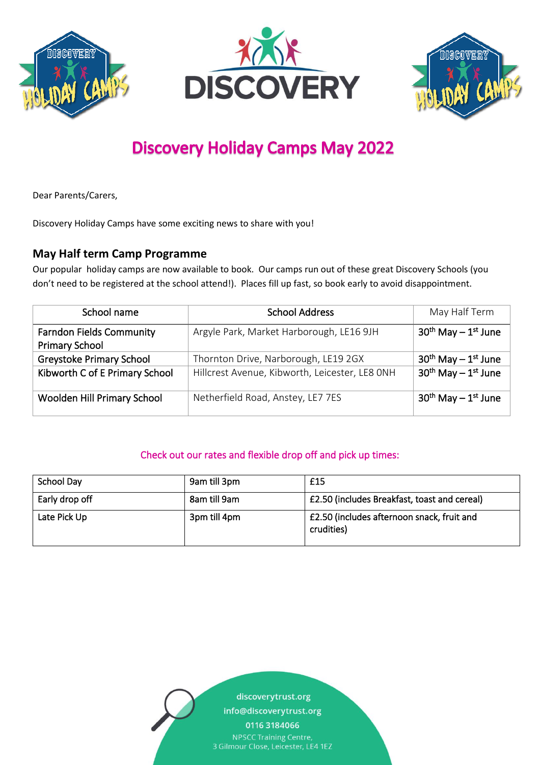# Discovery Holiday Camps May 2022

Dear Parents/Carers,

Discovery Holiday Camps have some exciting news to share with you!

## May Half term Camp Programme

Our popular holiday camps are now available to book. Our camps run out of these great Discovery Schools (you don't need to be registered at the school attend!). Places fill up fast, so book early to avoid disappointment.

| School name | School Address | May Half Term |
|---|---|---|
| Farndon Fields Community Primary School | Argyle Park, Market Harborough, LE16 9JH | 30th May – 1st June |
| Greystoke Primary School | Thornton Drive, Narborough, LE19 2GX | 30th May – 1st June |
| Kibworth C of E Primary School | Hillcrest Avenue, Kibworth, Leicester, LE8 0NH | 30th May – 1st June |
| Woolden Hill Primary School | Netherfield Road, Anstey, LE7 7ES | 30th May – 1st June |

Check out our rates and flexible drop off and pick up times:

| School Day | 9am till 3pm | £15 |
|---|---|---|
| Early drop off | 8am till 9am | £2.50 (includes Breakfast, toast and cereal) |
| Late Pick Up | 3pm till 4pm | £2.50 (includes afternoon snack, fruit and crudities) |

discoverytrust.org
info@discoverytrust.org
0116 3184066
NPSCC Training Centre,
3 Gilmour Close, Leicester, LE4 1EZ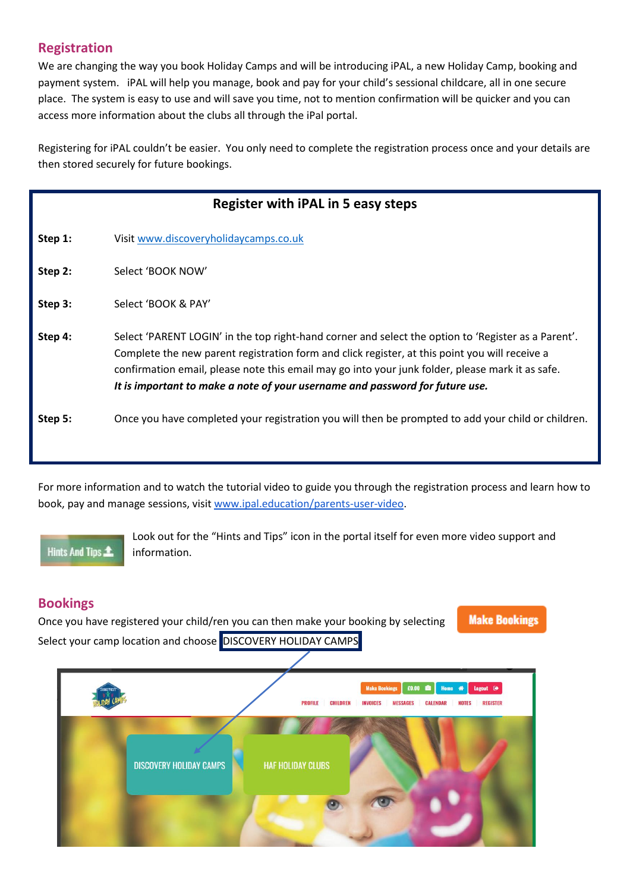## Registration

We are changing the way you book Holiday Camps and will be introducing iPAL, a new Holiday Camp, booking and payment system. iPAL will help you manage, book and pay for your child's sessional childcare, all in one secure place. The system is easy to use and will save you time, not to mention confirmation will be quicker and you can access more information about the clubs all through the iPal portal.

Registering for iPAL couldn't be easier. You only need to complete the registration process once and your details are then stored securely for future bookings.

### Register with iPAL in 5 easy steps

**Step 1:** Visit www.discoveryholidaycamps.co.uk

**Step 2:** Select 'BOOK NOW'

**Step 3:** Select 'BOOK & PAY'

**Step 4:** Select 'PARENT LOGIN' in the top right-hand corner and select the option to 'Register as a Parent'. Complete the new parent registration form and click register, at this point you will receive a confirmation email, please note this email may go into your junk folder, please mark it as safe.
***It is important to make a note of your username and password for future use.***

**Step 5:** Once you have completed your registration you will then be prompted to add your child or children.

For more information and to watch the tutorial video to guide you through the registration process and learn how to book, pay and manage sessions, visit www.ipal.education/parents-user-video.

Look out for the "Hints and Tips" icon in the portal itself for even more video support and information.

## Bookings

Once you have registered your child/ren you can then make your booking by selecting **Make Bookings**

Select your camp location and choose DISCOVERY HOLIDAY CAMPS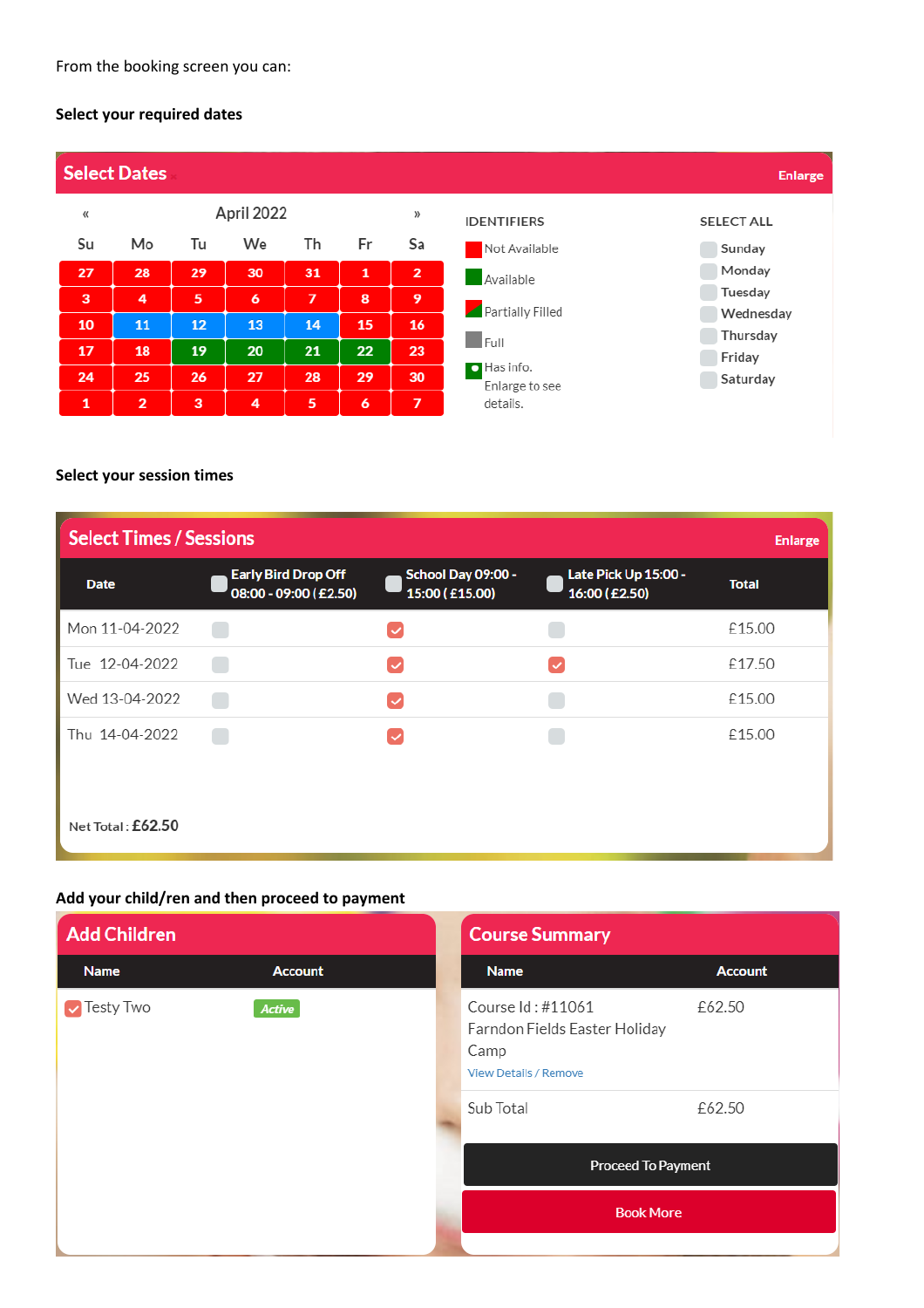From the booking screen you can:

**Select your required dates**

## Select Dates

Enlarge

« April 2022 »

| Su | Mo | Tu | We | Th | Fr | Sa |
|---|---|---|---|---|---|---|
| 27 | 28 | 29 | 30 | 31 | 1 | 2 |
| 3 | 4 | 5 | 6 | 7 | 8 | 9 |
| 10 | 11 | 12 | 13 | 14 | 15 | 16 |
| 17 | 18 | 19 | 20 | 21 | 22 | 23 |
| 24 | 25 | 26 | 27 | 28 | 29 | 30 |
| 1 | 2 | 3 | 4 | 5 | 6 | 7 |

IDENTIFIERS

- Not Available
- Available
- Partially Filled
- Full
- Has info. Enlarge to see details.

SELECT ALL

- Sunday
- Monday
- Tuesday
- Wednesday
- Thursday
- Friday
- Saturday

**Select your session times**

## Select Times / Sessions

Enlarge

| Date | Early Bird Drop Off 08:00 - 09:00 ( £2.50) | School Day 09:00 - 15:00 ( £15.00) | Late Pick Up 15:00 - 16:00 ( £2.50) | Total |
|---|---|---|---|---|
| Mon 11-04-2022 | ☐ | ☑ | ☐ | £15.00 |
| Tue 12-04-2022 | ☐ | ☑ | ☑ | £17.50 |
| Wed 13-04-2022 | ☐ | ☑ | ☐ | £15.00 |
| Thu 14-04-2022 | ☐ | ☑ | ☐ | £15.00 |

Net Total : **£62.50**

**Add your child/ren and then proceed to payment**

## Add Children

| Name | Account |
|---|---|
| ☑ Testy Two | Active |

## Course Summary

| Name | Account |
|---|---|
| Course Id : #11061 Farndon Fields Easter Holiday Camp<br>View Details / Remove | £62.50 |
| Sub Total | £62.50 |

Proceed To Payment

Book More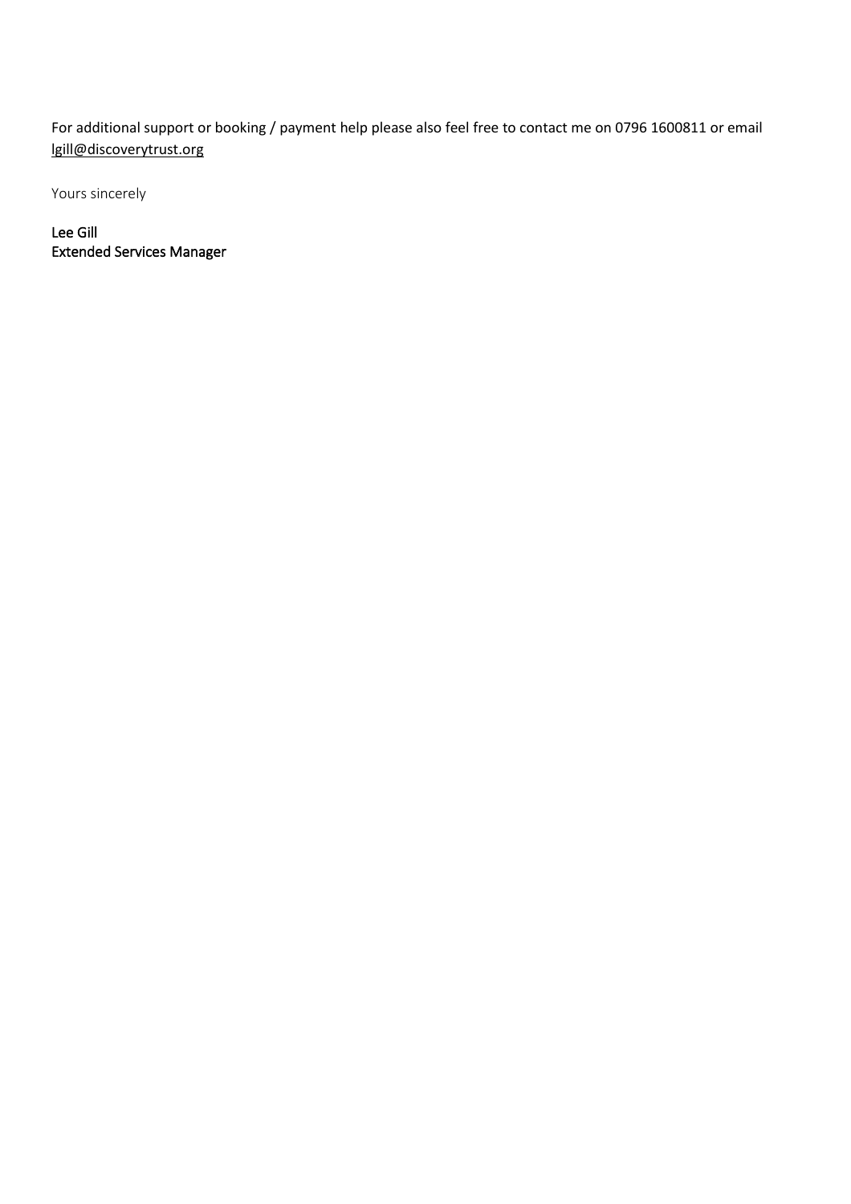For additional support or booking / payment help please also feel free to contact me on 0796 1600811 or email lgill@discoverytrust.org

Yours sincerely

Lee Gill
Extended Services Manager